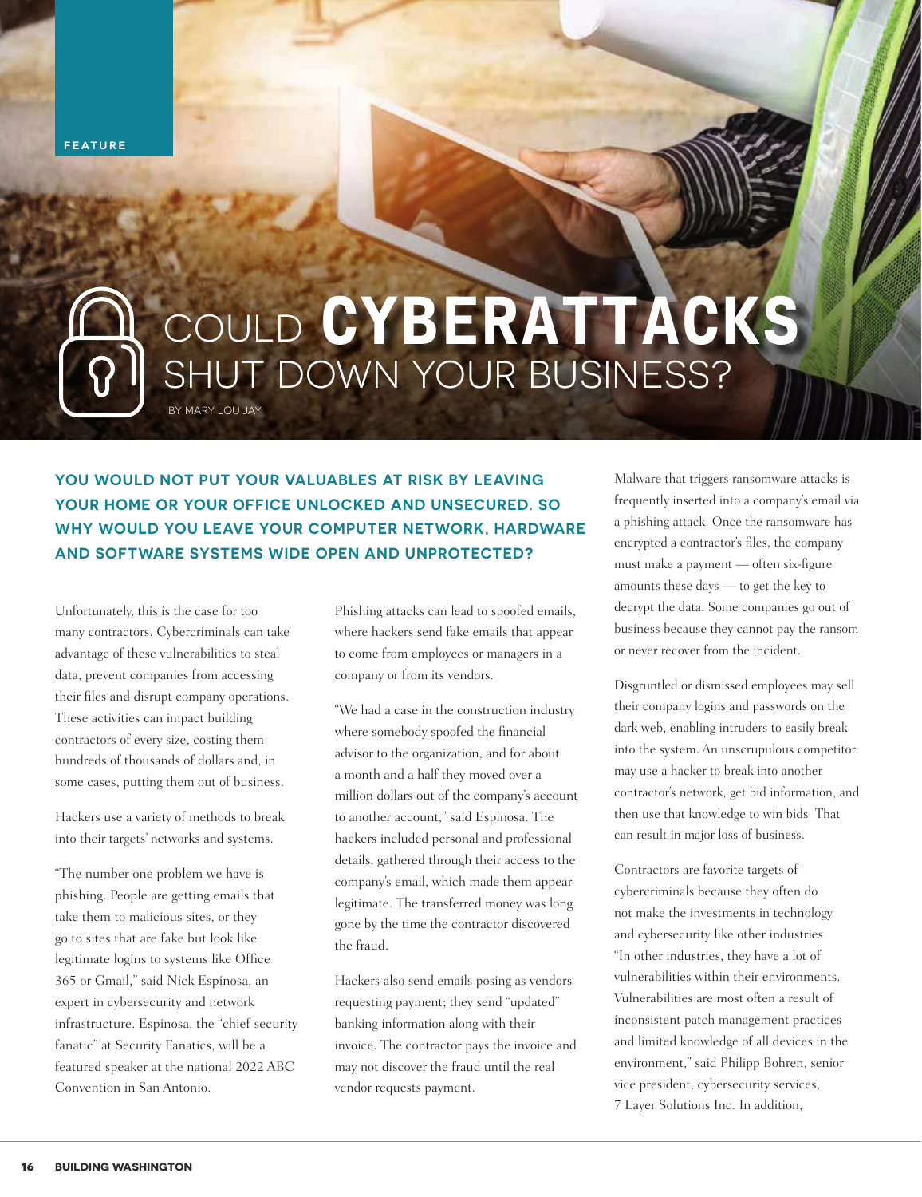FEATURE

# COULD CYBERATTACKS SHUT DOWN YOUR BUSINESS?

BY MARY LOU JAY

**YOU WOULD NOT PUT YOUR VALUABLES AT RISK BY LEAVING YOUR HOME OR YOUR OFFICE UNLOCKED AND UNSECURED. SO WHY WOULD YOU LEAVE YOUR COMPUTER NETWORK, HARDWARE AND SOFTWARE SYSTEMS WIDE OPEN AND UNPROTECTED?**

Unfortunately, this is the case for too many contractors. Cybercriminals can take advantage of these vulnerabilities to steal data, prevent companies from accessing their files and disrupt company operations. These activities can impact building contractors of every size, costing them hundreds of thousands of dollars and, in some cases, putting them out of business.

Hackers use a variety of methods to break into their targets' networks and systems.

"The number one problem we have is phishing. People are getting emails that take them to malicious sites, or they go to sites that are fake but look like legitimate logins to systems like Office 365 or Gmail," said Nick Espinosa, an expert in cybersecurity and network infrastructure. Espinosa, the "chief security fanatic" at Security Fanatics, will be a featured speaker at the national 2022 ABC Convention in San Antonio.

Phishing attacks can lead to spoofed emails, where hackers send fake emails that appear to come from employees or managers in a company or from its vendors.

"We had a case in the construction industry where somebody spoofed the financial advisor to the organization, and for about a month and a half they moved over a million dollars out of the company's account to another account," said Espinosa. The hackers included personal and professional details, gathered through their access to the company's email, which made them appear legitimate. The transferred money was long gone by the time the contractor discovered the fraud.

Hackers also send emails posing as vendors requesting payment; they send "updated" banking information along with their invoice. The contractor pays the invoice and may not discover the fraud until the real vendor requests payment.

Malware that triggers ransomware attacks is frequently inserted into a company's email via a phishing attack. Once the ransomware has encrypted a contractor's files, the company must make a payment — often six-figure amounts these days — to get the key to decrypt the data. Some companies go out of business because they cannot pay the ransom or never recover from the incident.

Disgruntled or dismissed employees may sell their company logins and passwords on the dark web, enabling intruders to easily break into the system. An unscrupulous competitor may use a hacker to break into another contractor's network, get bid information, and then use that knowledge to win bids. That can result in major loss of business.

Contractors are favorite targets of cybercriminals because they often do not make the investments in technology and cybersecurity like other industries. "In other industries, they have a lot of vulnerabilities within their environments. Vulnerabilities are most often a result of inconsistent patch management practices and limited knowledge of all devices in the environment," said Philipp Bohren, senior vice president, cybersecurity services, 7 Layer Solutions Inc. In addition,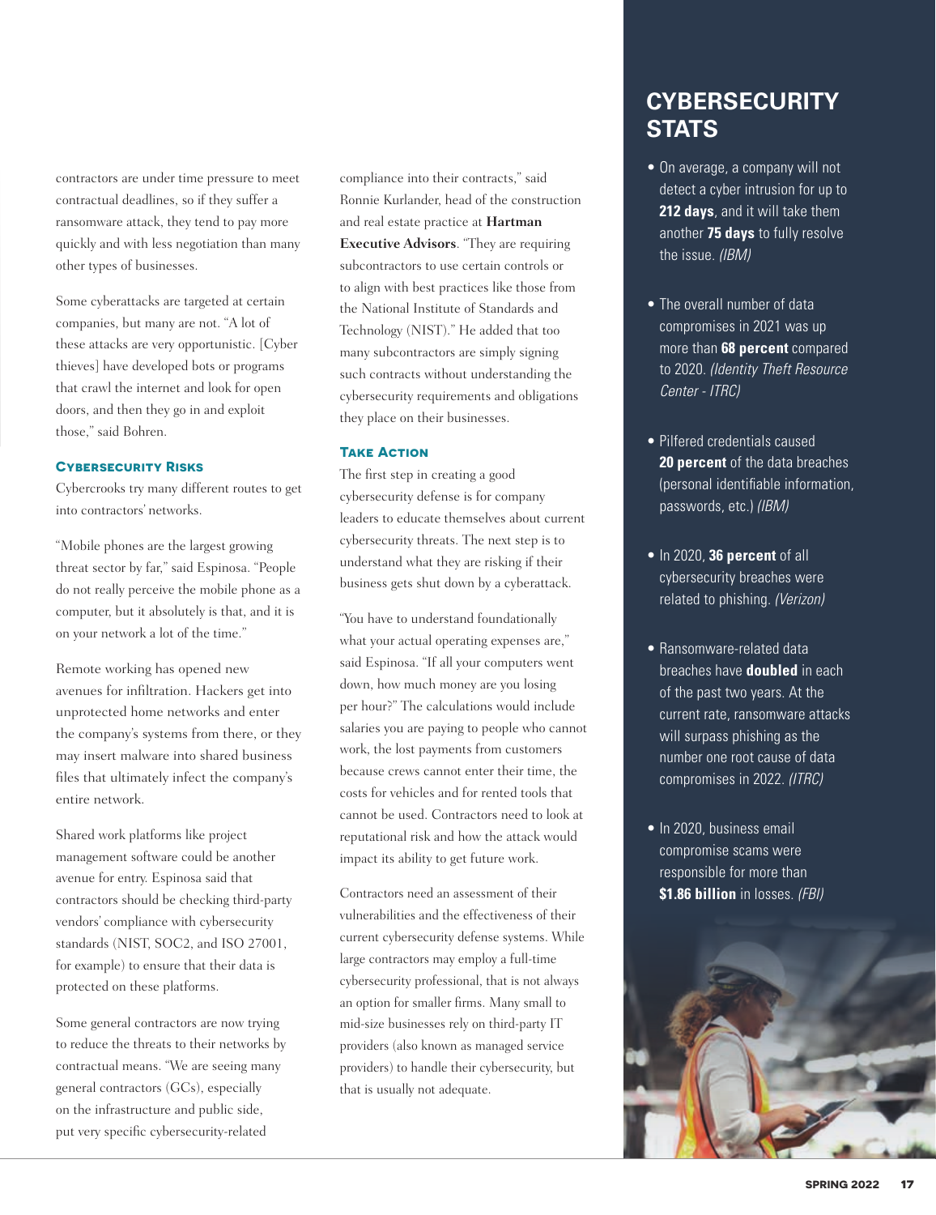contractors are under time pressure to meet contractual deadlines, so if they suffer a ransomware attack, they tend to pay more quickly and with less negotiation than many other types of businesses.

Some cyberattacks are targeted at certain companies, but many are not. "A lot of these attacks are very opportunistic. [Cyber thieves] have developed bots or programs that crawl the internet and look for open doors, and then they go in and exploit those," said Bohren.

### Cybersecurity Risks

Cybercrooks try many different routes to get into contractors' networks.

"Mobile phones are the largest growing threat sector by far," said Espinosa. "People do not really perceive the mobile phone as a computer, but it absolutely is that, and it is on your network a lot of the time."

Remote working has opened new avenues for infiltration. Hackers get into unprotected home networks and enter the company's systems from there, or they may insert malware into shared business files that ultimately infect the company's entire network.

Shared work platforms like project management software could be another avenue for entry. Espinosa said that contractors should be checking third-party vendors' compliance with cybersecurity standards (NIST, SOC2, and ISO 27001, for example) to ensure that their data is protected on these platforms.

Some general contractors are now trying to reduce the threats to their networks by contractual means. "We are seeing many general contractors (GCs), especially on the infrastructure and public side, put very specific cybersecurity-related compliance into their contracts," said Ronnie Kurlander, head of the construction and real estate practice at **Hartman Executive Advisors**. "They are requiring subcontractors to use certain controls or to align with best practices like those from the National Institute of Standards and Technology (NIST)." He added that too many subcontractors are simply signing such contracts without understanding the cybersecurity requirements and obligations they place on their businesses.

### Take Action

The first step in creating a good cybersecurity defense is for company leaders to educate themselves about current cybersecurity threats. The next step is to understand what they are risking if their business gets shut down by a cyberattack.

"You have to understand foundationally what your actual operating expenses are," said Espinosa. "If all your computers went down, how much money are you losing per hour?" The calculations would include salaries you are paying to people who cannot work, the lost payments from customers because crews cannot enter their time, the costs for vehicles and for rented tools that cannot be used. Contractors need to look at reputational risk and how the attack would impact its ability to get future work.

Contractors need an assessment of their vulnerabilities and the effectiveness of their current cybersecurity defense systems. While large contractors may employ a full-time cybersecurity professional, that is not always an option for smaller firms. Many small to mid-size businesses rely on third-party IT providers (also known as managed service providers) to handle their cybersecurity, but that is usually not adequate.

## CYBERSECURITY STATS

- On average, a company will not detect a cyber intrusion for up to **212 days**, and it will take them another **75 days** to fully resolve the issue. *(IBM)*
- The overall number of data compromises in 2021 was up more than **68 percent** compared to 2020. *(Identity Theft Resource Center - ITRC)*
- Pilfered credentials caused **20 percent** of the data breaches (personal identifiable information, passwords, etc.) *(IBM)*
- In 2020, **36 percent** of all cybersecurity breaches were related to phishing. *(Verizon)*
- Ransomware-related data breaches have **doubled** in each of the past two years. At the current rate, ransomware attacks will surpass phishing as the number one root cause of data compromises in 2022. *(ITRC)*
- In 2020, business email compromise scams were responsible for more than **$1.86 billion** in losses. *(FBI)*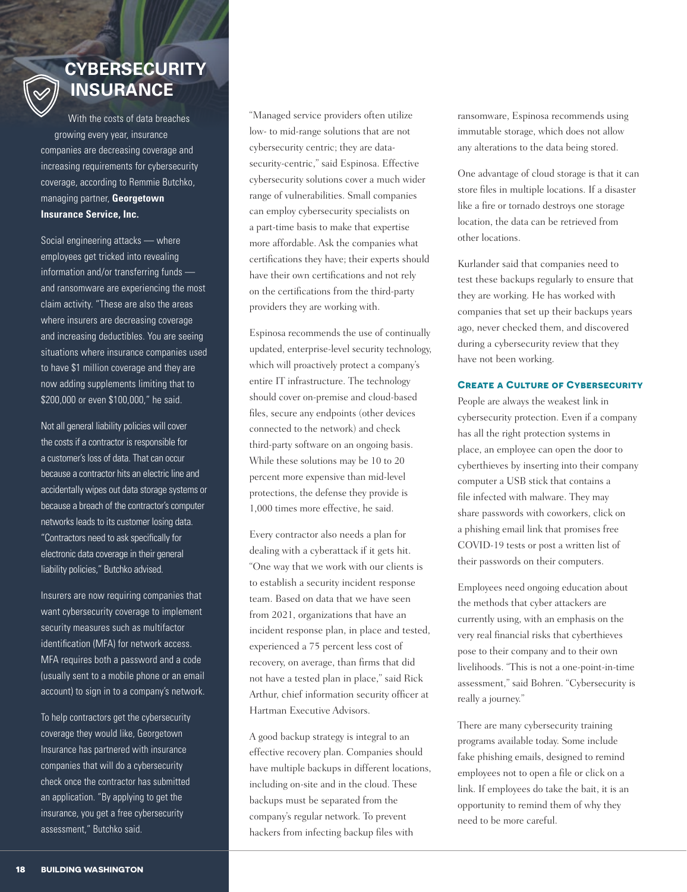## CYBERSECURITY INSURANCE

With the costs of data breaches growing every year, insurance companies are decreasing coverage and increasing requirements for cybersecurity coverage, according to Remmie Butchko, managing partner, **Georgetown Insurance Service, Inc.**

Social engineering attacks — where employees get tricked into revealing information and/or transferring funds — and ransomware are experiencing the most claim activity. "These are also the areas where insurers are decreasing coverage and increasing deductibles. You are seeing situations where insurance companies used to have $1 million coverage and they are now adding supplements limiting that to $200,000 or even $100,000," he said.

Not all general liability policies will cover the costs if a contractor is responsible for a customer's loss of data. That can occur because a contractor hits an electric line and accidentally wipes out data storage systems or because a breach of the contractor's computer networks leads to its customer losing data. "Contractors need to ask specifically for electronic data coverage in their general liability policies," Butchko advised.

Insurers are now requiring companies that want cybersecurity coverage to implement security measures such as multifactor identification (MFA) for network access. MFA requires both a password and a code (usually sent to a mobile phone or an email account) to sign in to a company's network.

To help contractors get the cybersecurity coverage they would like, Georgetown Insurance has partnered with insurance companies that will do a cybersecurity check once the contractor has submitted an application. "By applying to get the insurance, you get a free cybersecurity assessment," Butchko said.

"Managed service providers often utilize low- to mid-range solutions that are not cybersecurity centric; they are data-security-centric," said Espinosa. Effective cybersecurity solutions cover a much wider range of vulnerabilities. Small companies can employ cybersecurity specialists on a part-time basis to make that expertise more affordable. Ask the companies what certifications they have; their experts should have their own certifications and not rely on the certifications from the third-party providers they are working with.

Espinosa recommends the use of continually updated, enterprise-level security technology, which will proactively protect a company's entire IT infrastructure. The technology should cover on-premise and cloud-based files, secure any endpoints (other devices connected to the network) and check third-party software on an ongoing basis. While these solutions may be 10 to 20 percent more expensive than mid-level protections, the defense they provide is 1,000 times more effective, he said.

Every contractor also needs a plan for dealing with a cyberattack if it gets hit. "One way that we work with our clients is to establish a security incident response team. Based on data that we have seen from 2021, organizations that have an incident response plan, in place and tested, experienced a 75 percent less cost of recovery, on average, than firms that did not have a tested plan in place," said Rick Arthur, chief information security officer at Hartman Executive Advisors.

A good backup strategy is integral to an effective recovery plan. Companies should have multiple backups in different locations, including on-site and in the cloud. These backups must be separated from the company's regular network. To prevent hackers from infecting backup files with ransomware, Espinosa recommends using immutable storage, which does not allow any alterations to the data being stored.

One advantage of cloud storage is that it can store files in multiple locations. If a disaster like a fire or tornado destroys one storage location, the data can be retrieved from other locations.

Kurlander said that companies need to test these backups regularly to ensure that they are working. He has worked with companies that set up their backups years ago, never checked them, and discovered during a cybersecurity review that they have not been working.

### Create a Culture of Cybersecurity

People are always the weakest link in cybersecurity protection. Even if a company has all the right protection systems in place, an employee can open the door to cyberthieves by inserting into their company computer a USB stick that contains a file infected with malware. They may share passwords with coworkers, click on a phishing email link that promises free COVID-19 tests or post a written list of their passwords on their computers.

Employees need ongoing education about the methods that cyber attackers are currently using, with an emphasis on the very real financial risks that cyberthieves pose to their company and to their own livelihoods. "This is not a one-point-in-time assessment," said Bohren. "Cybersecurity is really a journey."

There are many cybersecurity training programs available today. Some include fake phishing emails, designed to remind employees not to open a file or click on a link. If employees do take the bait, it is an opportunity to remind them of why they need to be more careful.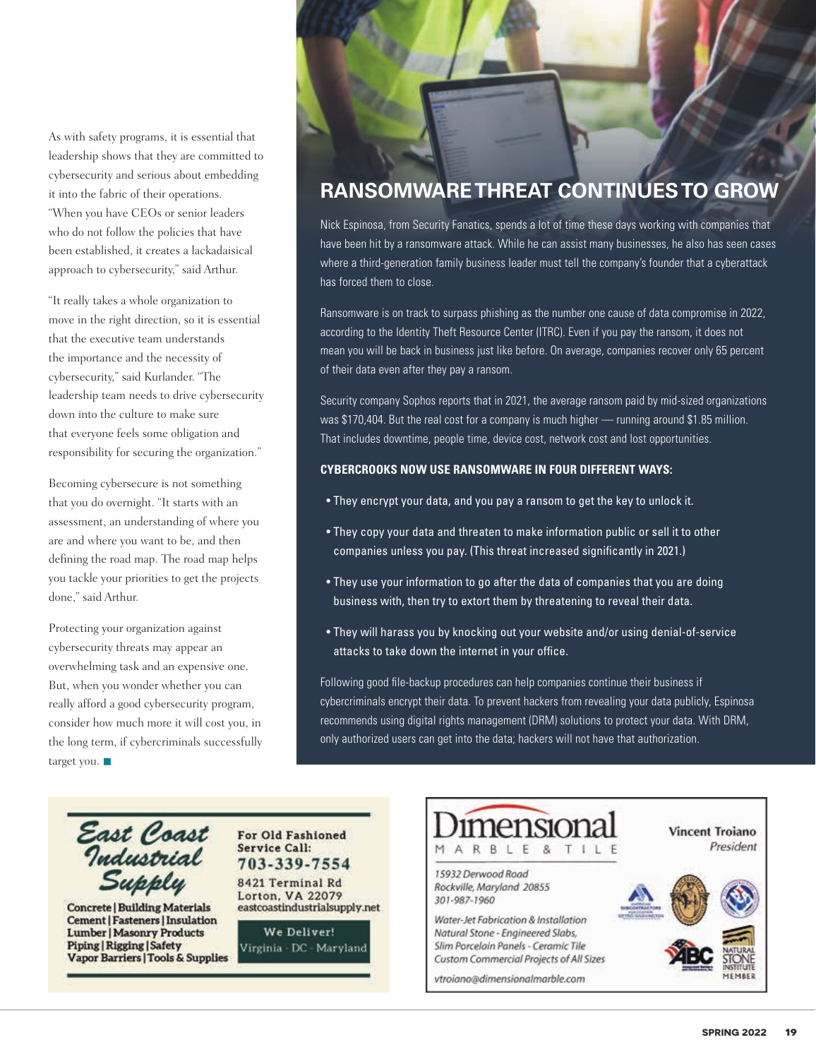As with safety programs, it is essential that leadership shows that they are committed to cybersecurity and serious about embedding it into the fabric of their operations. "When you have CEOs or senior leaders who do not follow the policies that have been established, it creates a lackadaisical approach to cybersecurity," said Arthur.

"It really takes a whole organization to move in the right direction, so it is essential that the executive team understands the importance and the necessity of cybersecurity," said Kurlander. "The leadership team needs to drive cybersecurity down into the culture to make sure that everyone feels some obligation and responsibility for securing the organization."

Becoming cybersecure is not something that you do overnight. "It starts with an assessment, an understanding of where you are and where you want to be, and then defining the road map. The road map helps you tackle your priorities to get the projects done," said Arthur.

Protecting your organization against cybersecurity threats may appear an overwhelming task and an expensive one. But, when you wonder whether you can really afford a good cybersecurity program, consider how much more it will cost you, in the long term, if cybercriminals successfully target you. ■

## RANSOMWARE THREAT CONTINUES TO GROW

Nick Espinosa, from Security Fanatics, spends a lot of time these days working with companies that have been hit by a ransomware attack. While he can assist many businesses, he also has seen cases where a third-generation family business leader must tell the company's founder that a cyberattack has forced them to close.

Ransomware is on track to surpass phishing as the number one cause of data compromise in 2022, according to the Identity Theft Resource Center (ITRC). Even if you pay the ransom, it does not mean you will be back in business just like before. On average, companies recover only 65 percent of their data even after they pay a ransom.

Security company Sophos reports that in 2021, the average ransom paid by mid-sized organizations was $170,404. But the real cost for a company is much higher — running around $1.85 million. That includes downtime, people time, device cost, network cost and lost opportunities.

**CYBERCROOKS NOW USE RANSOMWARE IN FOUR DIFFERENT WAYS:**

- They encrypt your data, and you pay a ransom to get the key to unlock it.
- They copy your data and threaten to make information public or sell it to other companies unless you pay. (This threat increased significantly in 2021.)
- They use your information to go after the data of companies that you are doing business with, then try to extort them by threatening to reveal their data.
- They will harass you by knocking out your website and/or using denial-of-service attacks to take down the internet in your office.

Following good file-backup procedures can help companies continue their business if cybercriminals encrypt their data. To prevent hackers from revealing your data publicly, Espinosa recommends using digital rights management (DRM) solutions to protect your data. With DRM, only authorized users can get into the data; hackers will not have that authorization.

**East Coast Industrial Supply**

Concrete | Building Materials
Cement | Fasteners | Insulation
Lumber | Masonry Products
Piping | Rigging | Safety
Vapor Barriers | Tools & Supplies

For Old Fashioned Service Call:
**703-339-7554**
8421 Terminal Rd
Lorton, VA 22079
eastcoastindustrialsupply.net

We Deliver!
Virginia · DC · Maryland

**Dimensional MARBLE & TILE**

15932 Derwood Road
Rockville, Maryland 20855
301-987-1960

Water-Jet Fabrication & Installation
Natural Stone - Engineered Slabs,
Slim Porcelain Panels - Ceramic Tile
Custom Commercial Projects of All Sizes

vtroiano@dimensionalmarble.com

Vincent Troiano
*President*

NATURAL STONE INSTITUTE MEMBER